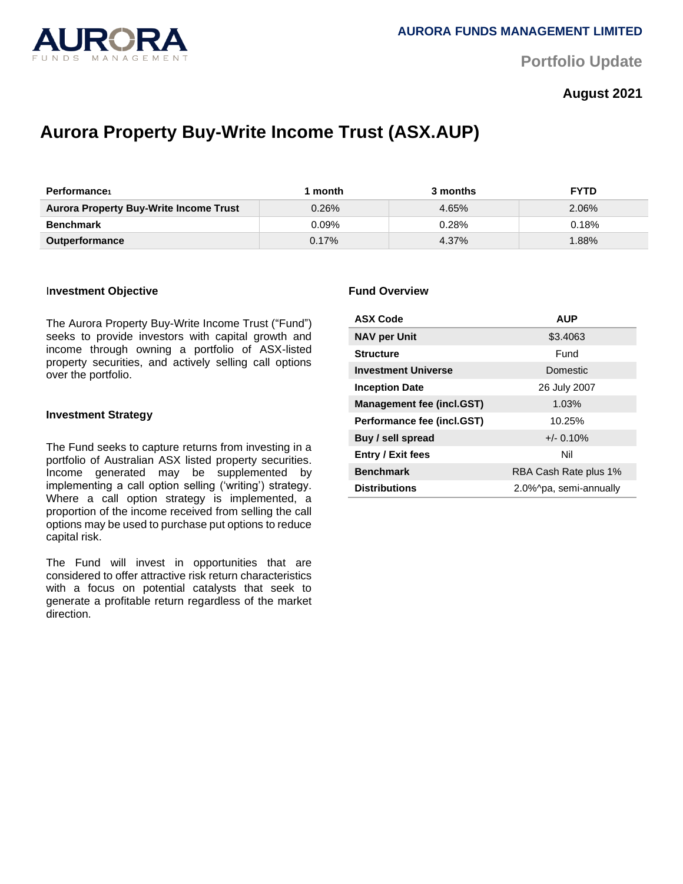AURORA FUNDS MANAGEMENT LIMITED

Portfolio Update

**August 2021**

# Aurora Property Buy-Write Income Trust (ASX.AUP)

| Performance[1] | 1 month | 3 months | FYTD |
|---|---|---|---|
| **Aurora Property Buy-Write Income Trust** | 0.26% | 4.65% | 2.06% |
| **Benchmark** | 0.09% | 0.28% | 0.18% |
| **Outperformance** | 0.17% | 4.37% | 1.88% |

### Investment Objective

The Aurora Property Buy-Write Income Trust ("Fund") seeks to provide investors with capital growth and income through owning a portfolio of ASX-listed property securities, and actively selling call options over the portfolio.

### Investment Strategy

The Fund seeks to capture returns from investing in a portfolio of Australian ASX listed property securities. Income generated may be supplemented by implementing a call option selling ('writing') strategy. Where a call option strategy is implemented, a proportion of the income received from selling the call options may be used to purchase put options to reduce capital risk.

The Fund will invest in opportunities that are considered to offer attractive risk return characteristics with a focus on potential catalysts that seek to generate a profitable return regardless of the market direction.

### Fund Overview

| ASX Code | AUP |
|---|---|
| **NAV per Unit** | $3.4063 |
| **Structure** | Fund |
| **Investment Universe** | Domestic |
| **Inception Date** | 26 July 2007 |
| **Management fee (incl.GST)** | 1.03% |
| **Performance fee (incl.GST)** | 10.25% |
| **Buy / sell spread** | +/- 0.10% |
| **Entry / Exit fees** | Nil |
| **Benchmark** | RBA Cash Rate plus 1% |
| **Distributions** | 2.0%^pa, semi-annually |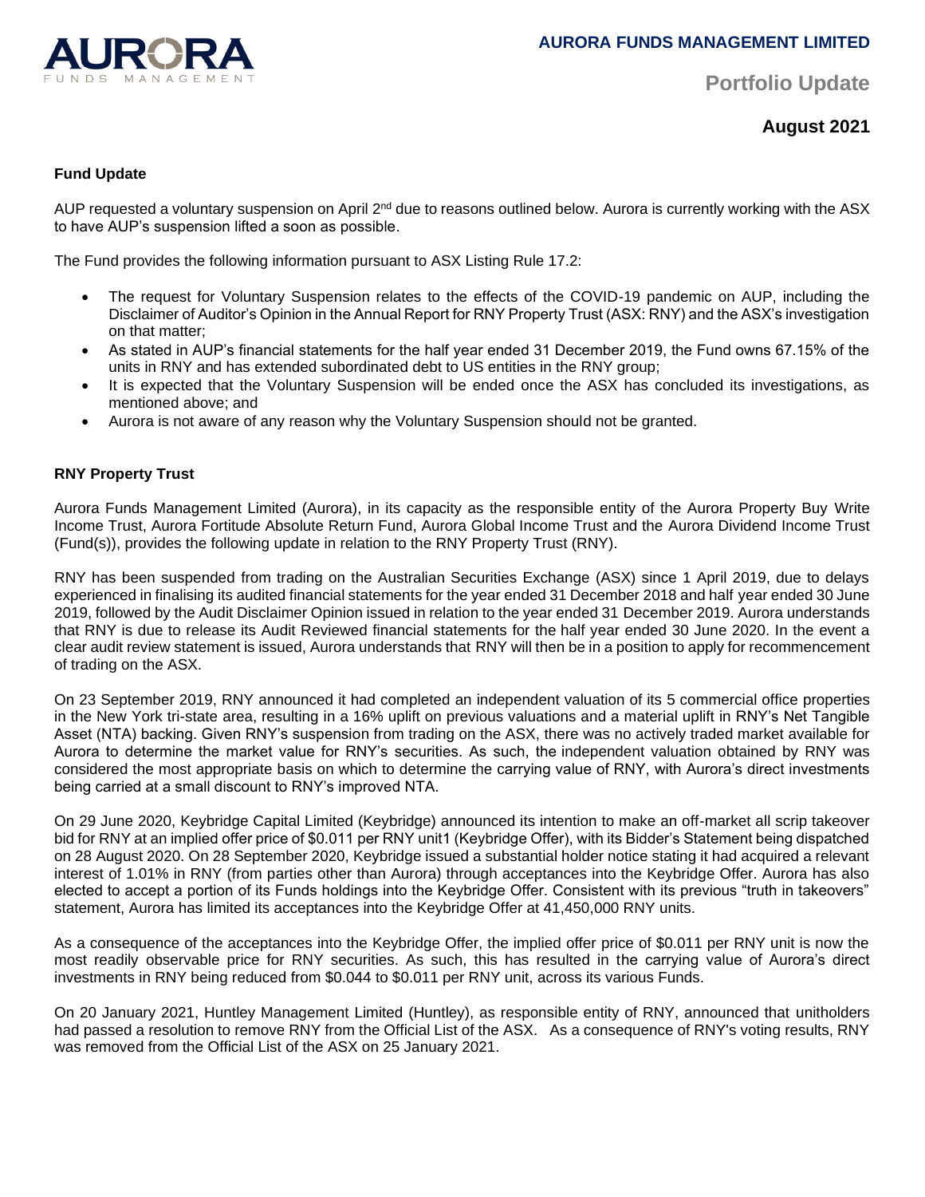# Portfolio Update

## August 2021

### Fund Update

AUP requested a voluntary suspension on April 2nd due to reasons outlined below. Aurora is currently working with the ASX to have AUP's suspension lifted a soon as possible.

The Fund provides the following information pursuant to ASX Listing Rule 17.2:

- The request for Voluntary Suspension relates to the effects of the COVID-19 pandemic on AUP, including the Disclaimer of Auditor's Opinion in the Annual Report for RNY Property Trust (ASX: RNY) and the ASX's investigation on that matter;
- As stated in AUP's financial statements for the half year ended 31 December 2019, the Fund owns 67.15% of the units in RNY and has extended subordinated debt to US entities in the RNY group;
- It is expected that the Voluntary Suspension will be ended once the ASX has concluded its investigations, as mentioned above; and
- Aurora is not aware of any reason why the Voluntary Suspension should not be granted.

### RNY Property Trust

Aurora Funds Management Limited (Aurora), in its capacity as the responsible entity of the Aurora Property Buy Write Income Trust, Aurora Fortitude Absolute Return Fund, Aurora Global Income Trust and the Aurora Dividend Income Trust (Fund(s)), provides the following update in relation to the RNY Property Trust (RNY).

RNY has been suspended from trading on the Australian Securities Exchange (ASX) since 1 April 2019, due to delays experienced in finalising its audited financial statements for the year ended 31 December 2018 and half year ended 30 June 2019, followed by the Audit Disclaimer Opinion issued in relation to the year ended 31 December 2019. Aurora understands that RNY is due to release its Audit Reviewed financial statements for the half year ended 30 June 2020. In the event a clear audit review statement is issued, Aurora understands that RNY will then be in a position to apply for recommencement of trading on the ASX.

On 23 September 2019, RNY announced it had completed an independent valuation of its 5 commercial office properties in the New York tri-state area, resulting in a 16% uplift on previous valuations and a material uplift in RNY's Net Tangible Asset (NTA) backing. Given RNY's suspension from trading on the ASX, there was no actively traded market available for Aurora to determine the market value for RNY's securities. As such, the independent valuation obtained by RNY was considered the most appropriate basis on which to determine the carrying value of RNY, with Aurora's direct investments being carried at a small discount to RNY's improved NTA.

On 29 June 2020, Keybridge Capital Limited (Keybridge) announced its intention to make an off-market all scrip takeover bid for RNY at an implied offer price of $0.011 per RNY unit[1] (Keybridge Offer), with its Bidder's Statement being dispatched on 28 August 2020. On 28 September 2020, Keybridge issued a substantial holder notice stating it had acquired a relevant interest of 1.01% in RNY (from parties other than Aurora) through acceptances into the Keybridge Offer. Aurora has also elected to accept a portion of its Funds holdings into the Keybridge Offer. Consistent with its previous "truth in takeovers" statement, Aurora has limited its acceptances into the Keybridge Offer at 41,450,000 RNY units.

As a consequence of the acceptances into the Keybridge Offer, the implied offer price of $0.011 per RNY unit is now the most readily observable price for RNY securities. As such, this has resulted in the carrying value of Aurora's direct investments in RNY being reduced from $0.044 to $0.011 per RNY unit, across its various Funds.

On 20 January 2021, Huntley Management Limited (Huntley), as responsible entity of RNY, announced that unitholders had passed a resolution to remove RNY from the Official List of the ASX. As a consequence of RNY's voting results, RNY was removed from the Official List of the ASX on 25 January 2021.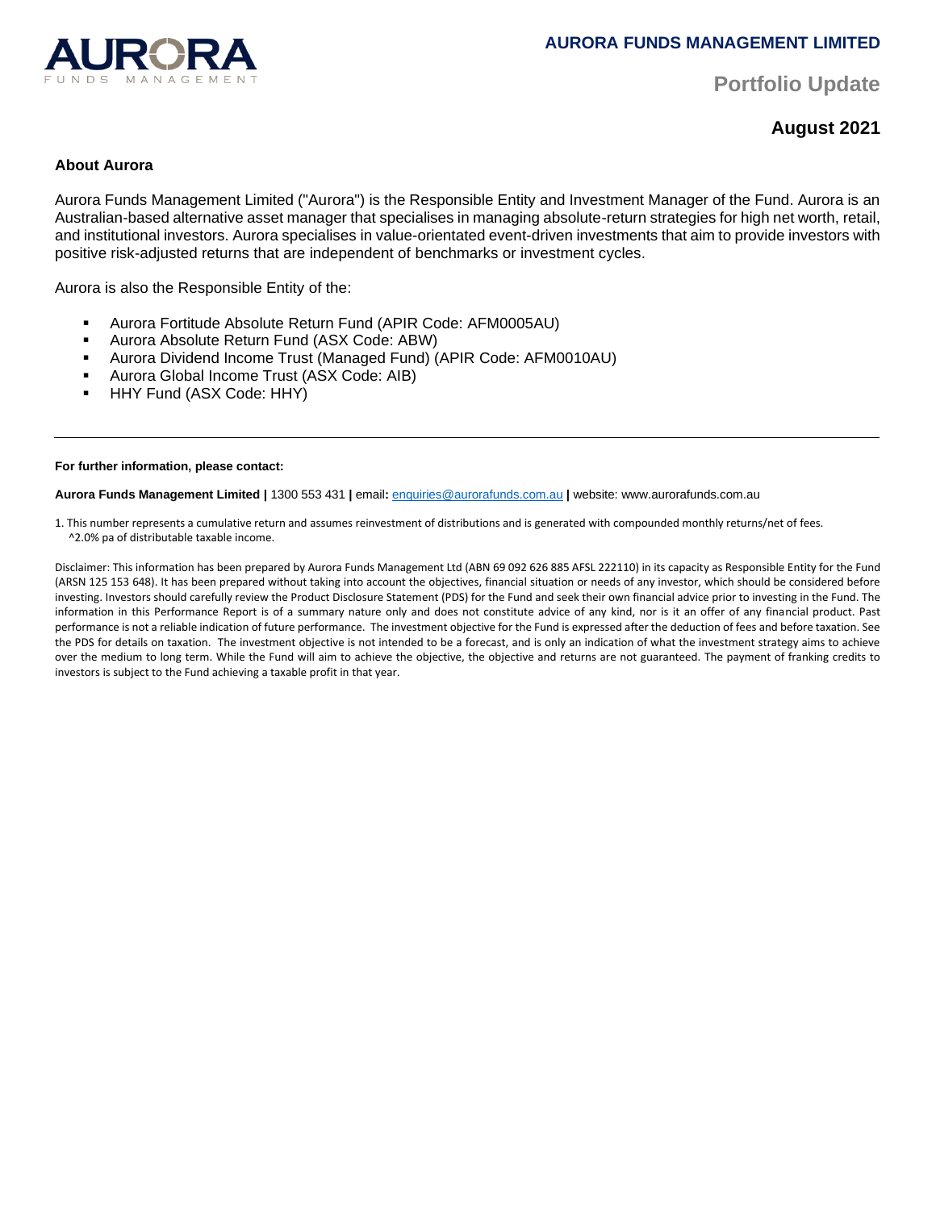## About Aurora

Aurora Funds Management Limited ("Aurora") is the Responsible Entity and Investment Manager of the Fund. Aurora is an Australian-based alternative asset manager that specialises in managing absolute-return strategies for high net worth, retail, and institutional investors. Aurora specialises in value-orientated event-driven investments that aim to provide investors with positive risk-adjusted returns that are independent of benchmarks or investment cycles.

Aurora is also the Responsible Entity of the:

- Aurora Fortitude Absolute Return Fund (APIR Code: AFM0005AU)
- Aurora Absolute Return Fund (ASX Code: ABW)
- Aurora Dividend Income Trust (Managed Fund) (APIR Code: AFM0010AU)
- Aurora Global Income Trust (ASX Code: AIB)
- HHY Fund (ASX Code: HHY)

---

**For further information, please contact:**

**Aurora Funds Management Limited |** 1300 553 431 **|** email**:** enquiries@aurorafunds.com.au **|** website: www.aurorafunds.com.au

1. This number represents a cumulative return and assumes reinvestment of distributions and is generated with compounded monthly returns/net of fees.
^2.0% pa of distributable taxable income.

Disclaimer: This information has been prepared by Aurora Funds Management Ltd (ABN 69 092 626 885 AFSL 222110) in its capacity as Responsible Entity for the Fund (ARSN 125 153 648). It has been prepared without taking into account the objectives, financial situation or needs of any investor, which should be considered before investing. Investors should carefully review the Product Disclosure Statement (PDS) for the Fund and seek their own financial advice prior to investing in the Fund. The information in this Performance Report is of a summary nature only and does not constitute advice of any kind, nor is it an offer of any financial product. Past performance is not a reliable indication of future performance. The investment objective for the Fund is expressed after the deduction of fees and before taxation. See the PDS for details on taxation. The investment objective is not intended to be a forecast, and is only an indication of what the investment strategy aims to achieve over the medium to long term. While the Fund will aim to achieve the objective, the objective and returns are not guaranteed. The payment of franking credits to investors is subject to the Fund achieving a taxable profit in that year.